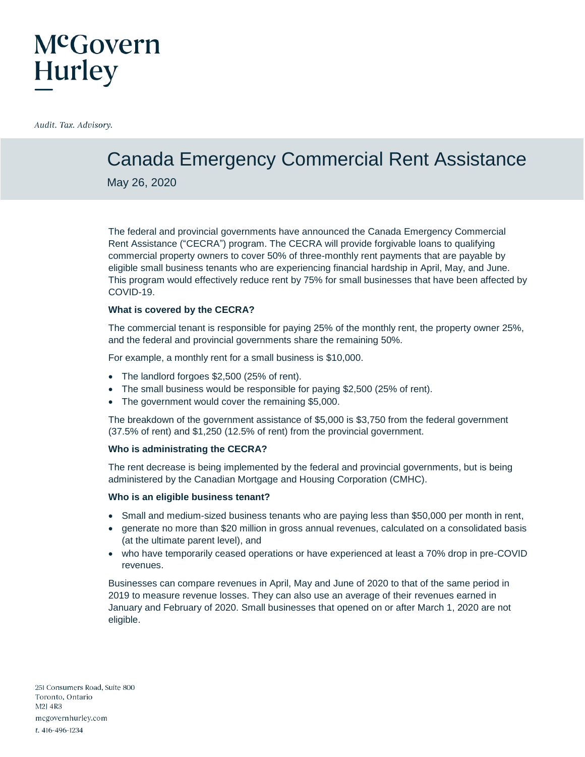McGovern Hurley

*Audit. Tax. Advisory.*

# Canada Emergency Commercial Rent Assistance

May 26, 2020

The federal and provincial governments have announced the Canada Emergency Commercial Rent Assistance ("CECRA") program. The CECRA will provide forgivable loans to qualifying commercial property owners to cover 50% of three-monthly rent payments that are payable by eligible small business tenants who are experiencing financial hardship in April, May, and June. This program would effectively reduce rent by 75% for small businesses that have been affected by COVID-19.

**What is covered by the CECRA?**

The commercial tenant is responsible for paying 25% of the monthly rent, the property owner 25%, and the federal and provincial governments share the remaining 50%.

For example, a monthly rent for a small business is $10,000.

- The landlord forgoes $2,500 (25% of rent).
- The small business would be responsible for paying $2,500 (25% of rent).
- The government would cover the remaining $5,000.

The breakdown of the government assistance of $5,000 is $3,750 from the federal government (37.5% of rent) and $1,250 (12.5% of rent) from the provincial government.

**Who is administrating the CECRA?**

The rent decrease is being implemented by the federal and provincial governments, but is being administered by the Canadian Mortgage and Housing Corporation (CMHC).

**Who is an eligible business tenant?**

- Small and medium-sized business tenants who are paying less than $50,000 per month in rent,
- generate no more than $20 million in gross annual revenues, calculated on a consolidated basis (at the ultimate parent level), and
- who have temporarily ceased operations or have experienced at least a 70% drop in pre-COVID revenues.

Businesses can compare revenues in April, May and June of 2020 to that of the same period in 2019 to measure revenue losses. They can also use an average of their revenues earned in January and February of 2020. Small businesses that opened on or after March 1, 2020 are not eligible.

251 Consumers Road, Suite 800
Toronto, Ontario
M2J 4R3
mcgovernhurley.com
*t.* 416-496-1234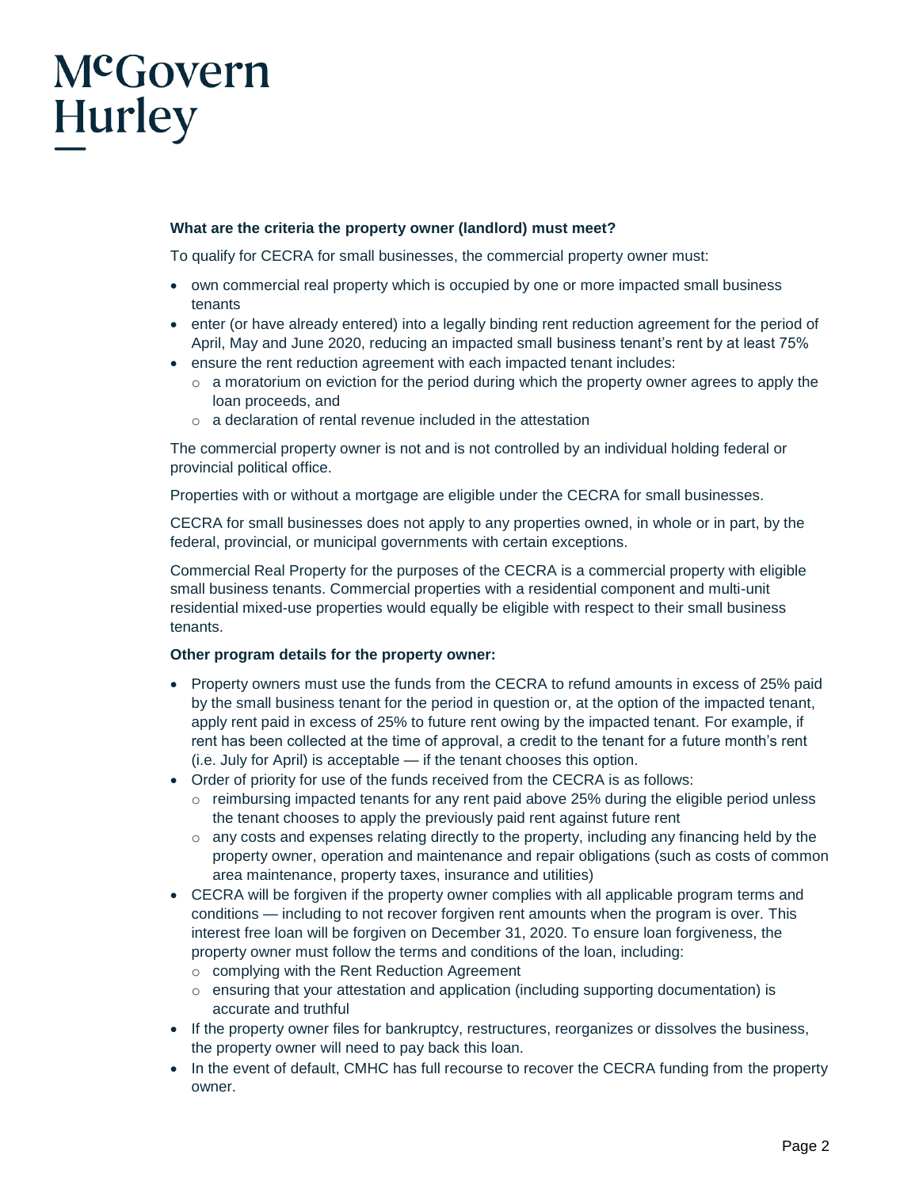**What are the criteria the property owner (landlord) must meet?**

To qualify for CECRA for small businesses, the commercial property owner must:

- own commercial real property which is occupied by one or more impacted small business tenants
- enter (or have already entered) into a legally binding rent reduction agreement for the period of April, May and June 2020, reducing an impacted small business tenant's rent by at least 75%
- ensure the rent reduction agreement with each impacted tenant includes:
  - a moratorium on eviction for the period during which the property owner agrees to apply the loan proceeds, and
  - a declaration of rental revenue included in the attestation

The commercial property owner is not and is not controlled by an individual holding federal or provincial political office.

Properties with or without a mortgage are eligible under the CECRA for small businesses.

CECRA for small businesses does not apply to any properties owned, in whole or in part, by the federal, provincial, or municipal governments with certain exceptions.

Commercial Real Property for the purposes of the CECRA is a commercial property with eligible small business tenants. Commercial properties with a residential component and multi-unit residential mixed-use properties would equally be eligible with respect to their small business tenants.

**Other program details for the property owner:**

- Property owners must use the funds from the CECRA to refund amounts in excess of 25% paid by the small business tenant for the period in question or, at the option of the impacted tenant, apply rent paid in excess of 25% to future rent owing by the impacted tenant. For example, if rent has been collected at the time of approval, a credit to the tenant for a future month's rent (i.e. July for April) is acceptable — if the tenant chooses this option.
- Order of priority for use of the funds received from the CECRA is as follows:
  - reimbursing impacted tenants for any rent paid above 25% during the eligible period unless the tenant chooses to apply the previously paid rent against future rent
  - any costs and expenses relating directly to the property, including any financing held by the property owner, operation and maintenance and repair obligations (such as costs of common area maintenance, property taxes, insurance and utilities)
- CECRA will be forgiven if the property owner complies with all applicable program terms and conditions — including to not recover forgiven rent amounts when the program is over. This interest free loan will be forgiven on December 31, 2020. To ensure loan forgiveness, the property owner must follow the terms and conditions of the loan, including:
  - complying with the Rent Reduction Agreement
  - ensuring that your attestation and application (including supporting documentation) is accurate and truthful
- If the property owner files for bankruptcy, restructures, reorganizes or dissolves the business, the property owner will need to pay back this loan.
- In the event of default, CMHC has full recourse to recover the CECRA funding from the property owner.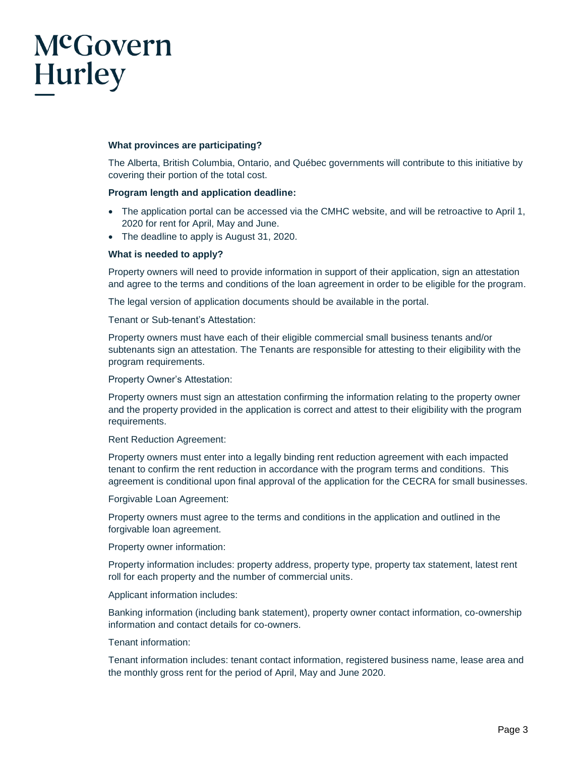**What provinces are participating?**

The Alberta, British Columbia, Ontario, and Québec governments will contribute to this initiative by covering their portion of the total cost.

**Program length and application deadline:**

- The application portal can be accessed via the CMHC website, and will be retroactive to April 1, 2020 for rent for April, May and June.
- The deadline to apply is August 31, 2020.

**What is needed to apply?**

Property owners will need to provide information in support of their application, sign an attestation and agree to the terms and conditions of the loan agreement in order to be eligible for the program.

The legal version of application documents should be available in the portal.

Tenant or Sub-tenant's Attestation:

Property owners must have each of their eligible commercial small business tenants and/or subtenants sign an attestation. The Tenants are responsible for attesting to their eligibility with the program requirements.

Property Owner's Attestation:

Property owners must sign an attestation confirming the information relating to the property owner and the property provided in the application is correct and attest to their eligibility with the program requirements.

Rent Reduction Agreement:

Property owners must enter into a legally binding rent reduction agreement with each impacted tenant to confirm the rent reduction in accordance with the program terms and conditions. This agreement is conditional upon final approval of the application for the CECRA for small businesses.

Forgivable Loan Agreement:

Property owners must agree to the terms and conditions in the application and outlined in the forgivable loan agreement.

Property owner information:

Property information includes: property address, property type, property tax statement, latest rent roll for each property and the number of commercial units.

Applicant information includes:

Banking information (including bank statement), property owner contact information, co-ownership information and contact details for co-owners.

Tenant information:

Tenant information includes: tenant contact information, registered business name, lease area and the monthly gross rent for the period of April, May and June 2020.